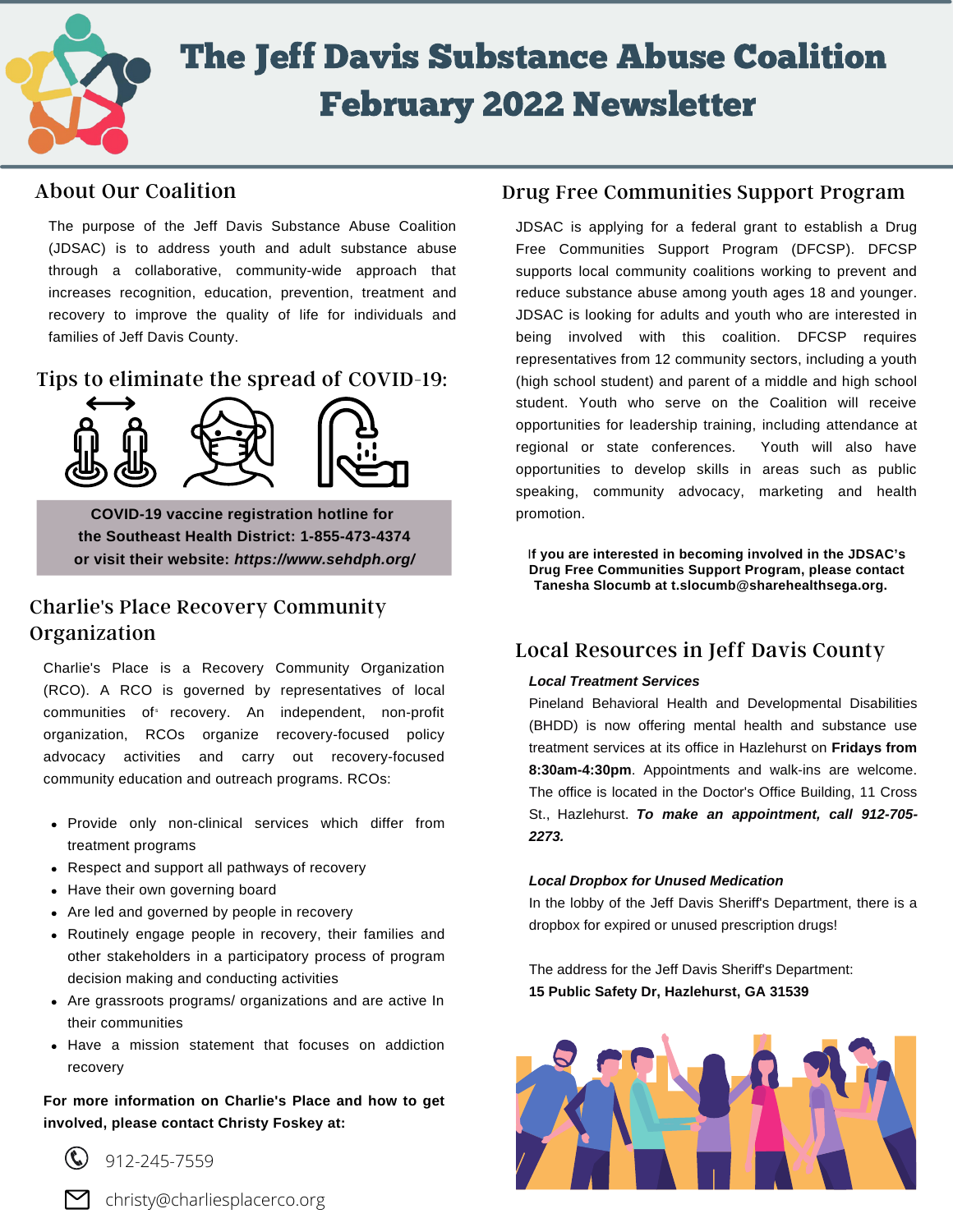# The Jeff Davis Substance Abuse Coalition February 2022 Newsletter

## About Our Coalition

The purpose of the Jeff Davis Substance Abuse Coalition (JDSAC) is to address youth and adult substance abuse through a collaborative, community-wide approach that increases recognition, education, prevention, treatment and recovery to improve the quality of life for individuals and families of Jeff Davis County.

## Tips to eliminate the spread of COVID-19:

**COVID-19 vaccine registration hotline for the Southeast Health District: 1-855-473-4374 or visit their website: *https://www.sehdph.org/***

## Charlie's Place Recovery Community Organization

Charlie's Place is a Recovery Community Organization (RCO). A RCO is governed by representatives of local communities of recovery. An independent, non-profit organization, RCOs organize recovery-focused policy advocacy activities and carry out recovery-focused community education and outreach programs. RCOs:

- Provide only non-clinical services which differ from treatment programs
- Respect and support all pathways of recovery
- Have their own governing board
- Are led and governed by people in recovery
- Routinely engage people in recovery, their families and other stakeholders in a participatory process of program decision making and conducting activities
- Are grassroots programs/ organizations and are active In their communities
- Have a mission statement that focuses on addiction recovery

**For more information on Charlie's Place and how to get involved, please contact Christy Foskey at:**

912-245-7559

christy@charliesplacerco.org

## Drug Free Communities Support Program

JDSAC is applying for a federal grant to establish a Drug Free Communities Support Program (DFCSP). DFCSP supports local community coalitions working to prevent and reduce substance abuse among youth ages 18 and younger. JDSAC is looking for adults and youth who are interested in being involved with this coalition. DFCSP requires representatives from 12 community sectors, including a youth (high school student) and parent of a middle and high school student. Youth who serve on the Coalition will receive opportunities for leadership training, including attendance at regional or state conferences. Youth will also have opportunities to develop skills in areas such as public speaking, community advocacy, marketing and health promotion.

**If you are interested in becoming involved in the JDSAC's Drug Free Communities Support Program, please contact Tanesha Slocumb at t.slocumb@sharehealthsega.org.**

## Local Resources in Jeff Davis County

***Local Treatment Services***

Pineland Behavioral Health and Developmental Disabilities (BHDD) is now offering mental health and substance use treatment services at its office in Hazlehurst on **Fridays from 8:30am-4:30pm**. Appointments and walk-ins are welcome. The office is located in the Doctor's Office Building, 11 Cross St., Hazlehurst. ***To make an appointment, call 912-705-2273.***

***Local Dropbox for Unused Medication***

In the lobby of the Jeff Davis Sheriff's Department, there is a dropbox for expired or unused prescription drugs!

The address for the Jeff Davis Sheriff's Department:
**15 Public Safety Dr, Hazlehurst, GA 31539**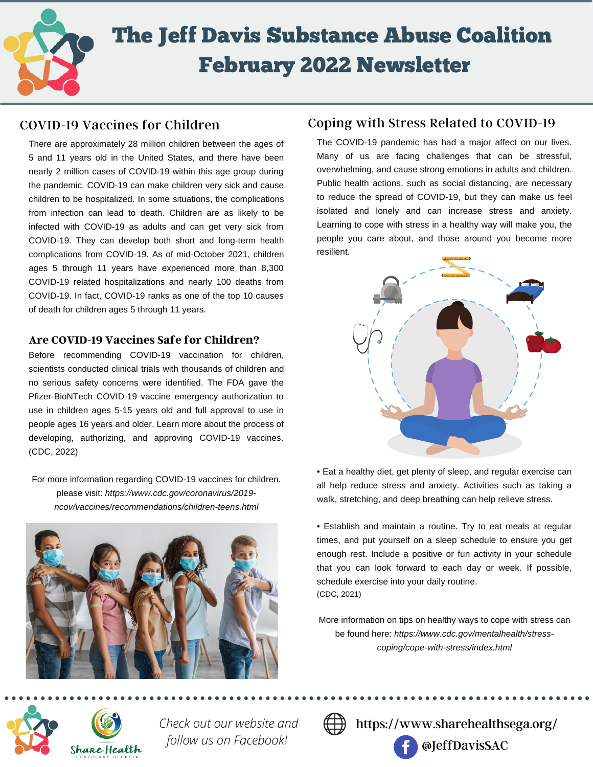# The Jeff Davis Substance Abuse Coalition
# February 2022 Newsletter

## COVID-19 Vaccines for Children

There are approximately 28 million children between the ages of 5 and 11 years old in the United States, and there have been nearly 2 million cases of COVID-19 within this age group during the pandemic. COVID-19 can make children very sick and cause children to be hospitalized. In some situations, the complications from infection can lead to death. Children are as likely to be infected with COVID-19 as adults and can get very sick from COVID-19. They can develop both short and long-term health complications from COVID-19. As of mid-October 2021, children ages 5 through 11 years have experienced more than 8,300 COVID-19 related hospitalizations and nearly 100 deaths from COVID-19. In fact, COVID-19 ranks as one of the top 10 causes of death for children ages 5 through 11 years.

### Are COVID-19 Vaccines Safe for Children?

Before recommending COVID-19 vaccination for children, scientists conducted clinical trials with thousands of children and no serious safety concerns were identified. The FDA gave the Pfizer-BioNTech COVID-19 vaccine emergency authorization to use in children ages 5-15 years old and full approval to use in people ages 16 years and older. Learn more about the process of developing, authorizing, and approving COVID-19 vaccines. (CDC, 2022)

For more information regarding COVID-19 vaccines for children, please visit: *https://www.cdc.gov/coronavirus/2019-ncov/vaccines/recommendations/children-teens.html*

## Coping with Stress Related to COVID-19

The COVID-19 pandemic has had a major affect on our lives. Many of us are facing challenges that can be stressful, overwhelming, and cause strong emotions in adults and children. Public health actions, such as social distancing, are necessary to reduce the spread of COVID-19, but they can make us feel isolated and lonely and can increase stress and anxiety. Learning to cope with stress in a healthy way will make you, the people you care about, and those around you become more resilient.

- Eat a healthy diet, get plenty of sleep, and regular exercise can all help reduce stress and anxiety. Activities such as taking a walk, stretching, and deep breathing can help relieve stress.

- Establish and maintain a routine. Try to eat meals at regular times, and put yourself on a sleep schedule to ensure you get enough rest. Include a positive or fun activity in your schedule that you can look forward to each day or week. If possible, schedule exercise into your daily routine.

(CDC, 2021)

More information on tips on healthy ways to cope with stress can be found here: *https://www.cdc.gov/mentalhealth/stress-coping/cope-with-stress/index.html*

Share Health SOUTHEAST GEORGIA

*Check out our website and follow us on Facebook!*

https://www.sharehealthsega.org/

@JeffDavisSAC